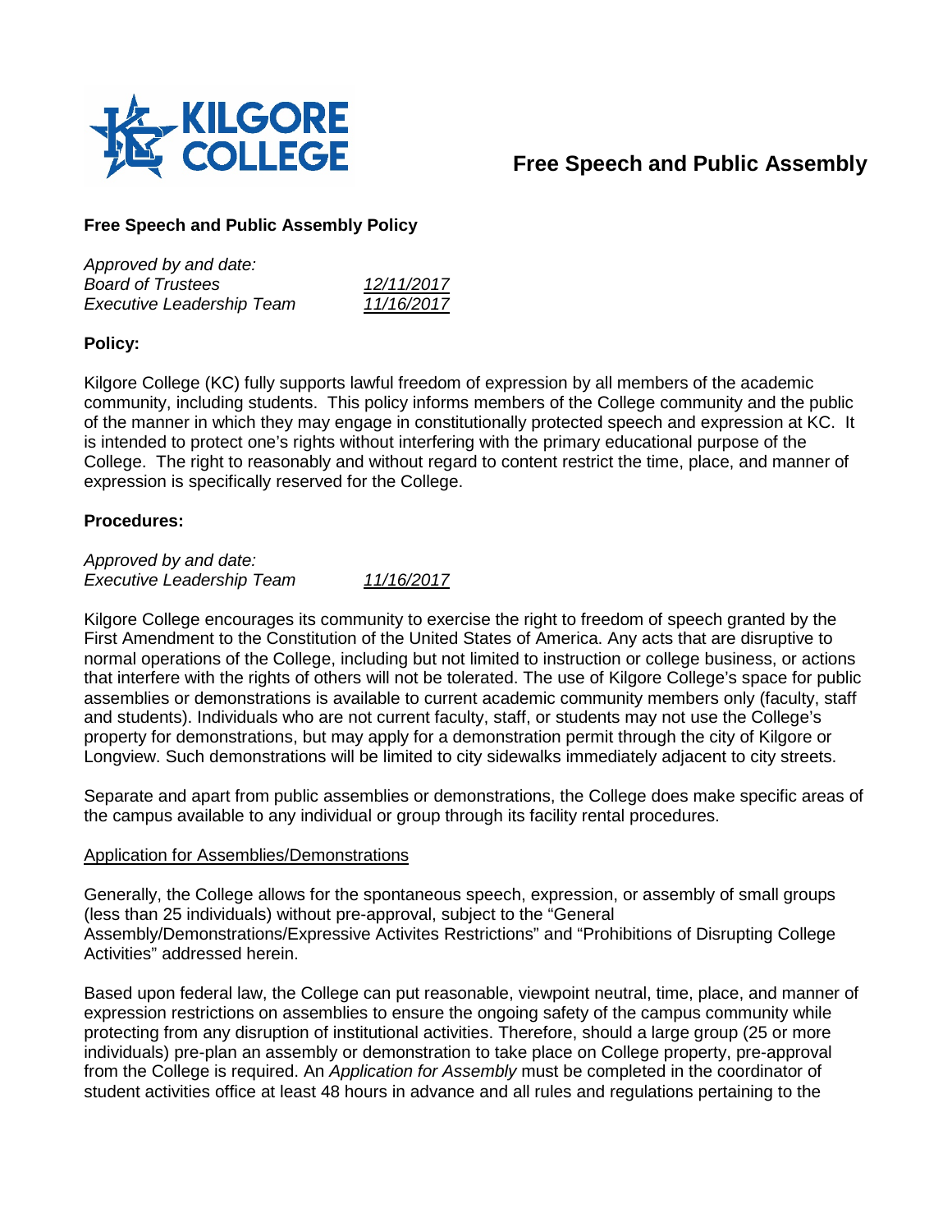# Free Speech and Public Assembly

## Free Speech and Public Assembly Policy

*Approved by and date:*

| | |
|---|---|
| *Board of Trustees* | *12/11/2017* |
| *Executive Leadership Team* | *11/16/2017* |

### Policy:

Kilgore College (KC) fully supports lawful freedom of expression by all members of the academic community, including students. This policy informs members of the College community and the public of the manner in which they may engage in constitutionally protected speech and expression at KC. It is intended to protect one's rights without interfering with the primary educational purpose of the College. The right to reasonably and without regard to content restrict the time, place, and manner of expression is specifically reserved for the College.

### Procedures:

*Approved by and date:*

| | |
|---|---|
| *Executive Leadership Team* | *11/16/2017* |

Kilgore College encourages its community to exercise the right to freedom of speech granted by the First Amendment to the Constitution of the United States of America. Any acts that are disruptive to normal operations of the College, including but not limited to instruction or college business, or actions that interfere with the rights of others will not be tolerated. The use of Kilgore College's space for public assemblies or demonstrations is available to current academic community members only (faculty, staff and students). Individuals who are not current faculty, staff, or students may not use the College's property for demonstrations, but may apply for a demonstration permit through the city of Kilgore or Longview. Such demonstrations will be limited to city sidewalks immediately adjacent to city streets.

Separate and apart from public assemblies or demonstrations, the College does make specific areas of the campus available to any individual or group through its facility rental procedures.

Application for Assemblies/Demonstrations

Generally, the College allows for the spontaneous speech, expression, or assembly of small groups (less than 25 individuals) without pre-approval, subject to the "General Assembly/Demonstrations/Expressive Activites Restrictions" and "Prohibitions of Disrupting College Activities" addressed herein.

Based upon federal law, the College can put reasonable, viewpoint neutral, time, place, and manner of expression restrictions on assemblies to ensure the ongoing safety of the campus community while protecting from any disruption of institutional activities. Therefore, should a large group (25 or more individuals) pre-plan an assembly or demonstration to take place on College property, pre-approval from the College is required. An *Application for Assembly* must be completed in the coordinator of student activities office at least 48 hours in advance and all rules and regulations pertaining to the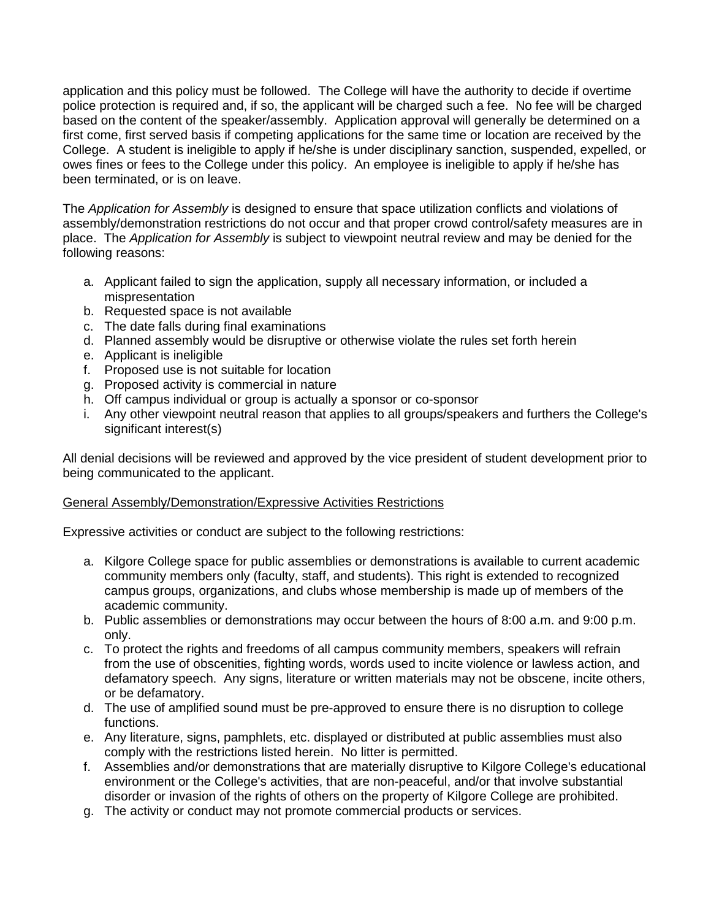application and this policy must be followed. The College will have the authority to decide if overtime police protection is required and, if so, the applicant will be charged such a fee. No fee will be charged based on the content of the speaker/assembly. Application approval will generally be determined on a first come, first served basis if competing applications for the same time or location are received by the College. A student is ineligible to apply if he/she is under disciplinary sanction, suspended, expelled, or owes fines or fees to the College under this policy. An employee is ineligible to apply if he/she has been terminated, or is on leave.

The *Application for Assembly* is designed to ensure that space utilization conflicts and violations of assembly/demonstration restrictions do not occur and that proper crowd control/safety measures are in place. The *Application for Assembly* is subject to viewpoint neutral review and may be denied for the following reasons:

a. Applicant failed to sign the application, supply all necessary information, or included a mispresentation
b. Requested space is not available
c. The date falls during final examinations
d. Planned assembly would be disruptive or otherwise violate the rules set forth herein
e. Applicant is ineligible
f. Proposed use is not suitable for location
g. Proposed activity is commercial in nature
h. Off campus individual or group is actually a sponsor or co-sponsor
i. Any other viewpoint neutral reason that applies to all groups/speakers and furthers the College's significant interest(s)

All denial decisions will be reviewed and approved by the vice president of student development prior to being communicated to the applicant.

<u>General Assembly/Demonstration/Expressive Activities Restrictions</u>

Expressive activities or conduct are subject to the following restrictions:

a. Kilgore College space for public assemblies or demonstrations is available to current academic community members only (faculty, staff, and students). This right is extended to recognized campus groups, organizations, and clubs whose membership is made up of members of the academic community.
b. Public assemblies or demonstrations may occur between the hours of 8:00 a.m. and 9:00 p.m. only.
c. To protect the rights and freedoms of all campus community members, speakers will refrain from the use of obscenities, fighting words, words used to incite violence or lawless action, and defamatory speech. Any signs, literature or written materials may not be obscene, incite others, or be defamatory.
d. The use of amplified sound must be pre-approved to ensure there is no disruption to college functions.
e. Any literature, signs, pamphlets, etc. displayed or distributed at public assemblies must also comply with the restrictions listed herein. No litter is permitted.
f. Assemblies and/or demonstrations that are materially disruptive to Kilgore College's educational environment or the College's activities, that are non-peaceful, and/or that involve substantial disorder or invasion of the rights of others on the property of Kilgore College are prohibited.
g. The activity or conduct may not promote commercial products or services.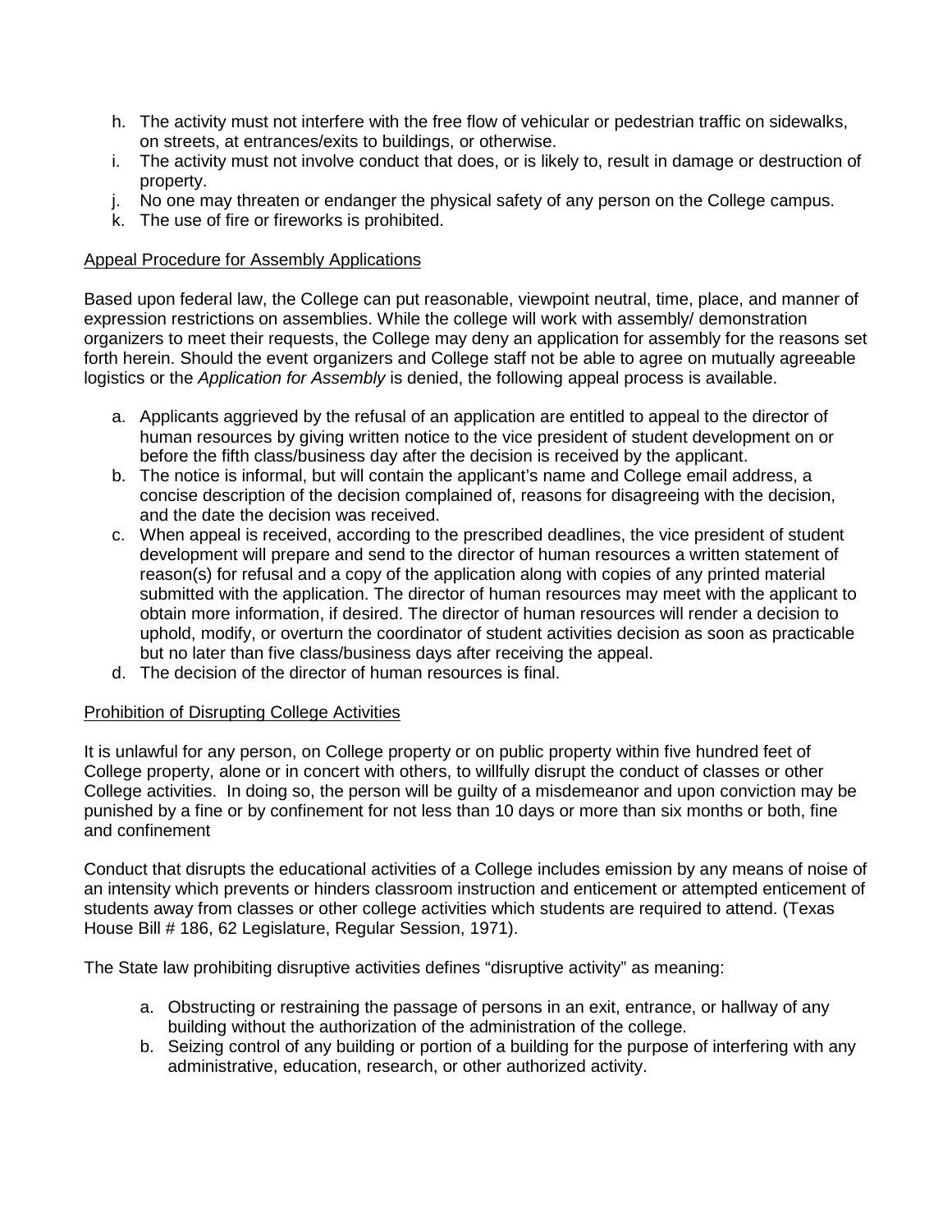h. The activity must not interfere with the free flow of vehicular or pedestrian traffic on sidewalks, on streets, at entrances/exits to buildings, or otherwise.
i. The activity must not involve conduct that does, or is likely to, result in damage or destruction of property.
j. No one may threaten or endanger the physical safety of any person on the College campus.
k. The use of fire or fireworks is prohibited.

<u>Appeal Procedure for Assembly Applications</u>

Based upon federal law, the College can put reasonable, viewpoint neutral, time, place, and manner of expression restrictions on assemblies. While the college will work with assembly/ demonstration organizers to meet their requests, the College may deny an application for assembly for the reasons set forth herein. Should the event organizers and College staff not be able to agree on mutually agreeable logistics or the *Application for Assembly* is denied, the following appeal process is available.

a. Applicants aggrieved by the refusal of an application are entitled to appeal to the director of human resources by giving written notice to the vice president of student development on or before the fifth class/business day after the decision is received by the applicant.
b. The notice is informal, but will contain the applicant's name and College email address, a concise description of the decision complained of, reasons for disagreeing with the decision, and the date the decision was received.
c. When appeal is received, according to the prescribed deadlines, the vice president of student development will prepare and send to the director of human resources a written statement of reason(s) for refusal and a copy of the application along with copies of any printed material submitted with the application. The director of human resources may meet with the applicant to obtain more information, if desired. The director of human resources will render a decision to uphold, modify, or overturn the coordinator of student activities decision as soon as practicable but no later than five class/business days after receiving the appeal.
d. The decision of the director of human resources is final.

<u>Prohibition of Disrupting College Activities</u>

It is unlawful for any person, on College property or on public property within five hundred feet of College property, alone or in concert with others, to willfully disrupt the conduct of classes or other College activities. In doing so, the person will be guilty of a misdemeanor and upon conviction may be punished by a fine or by confinement for not less than 10 days or more than six months or both, fine and confinement

Conduct that disrupts the educational activities of a College includes emission by any means of noise of an intensity which prevents or hinders classroom instruction and enticement or attempted enticement of students away from classes or other college activities which students are required to attend. (Texas House Bill # 186, 62 Legislature, Regular Session, 1971).

The State law prohibiting disruptive activities defines "disruptive activity" as meaning:

a. Obstructing or restraining the passage of persons in an exit, entrance, or hallway of any building without the authorization of the administration of the college.
b. Seizing control of any building or portion of a building for the purpose of interfering with any administrative, education, research, or other authorized activity.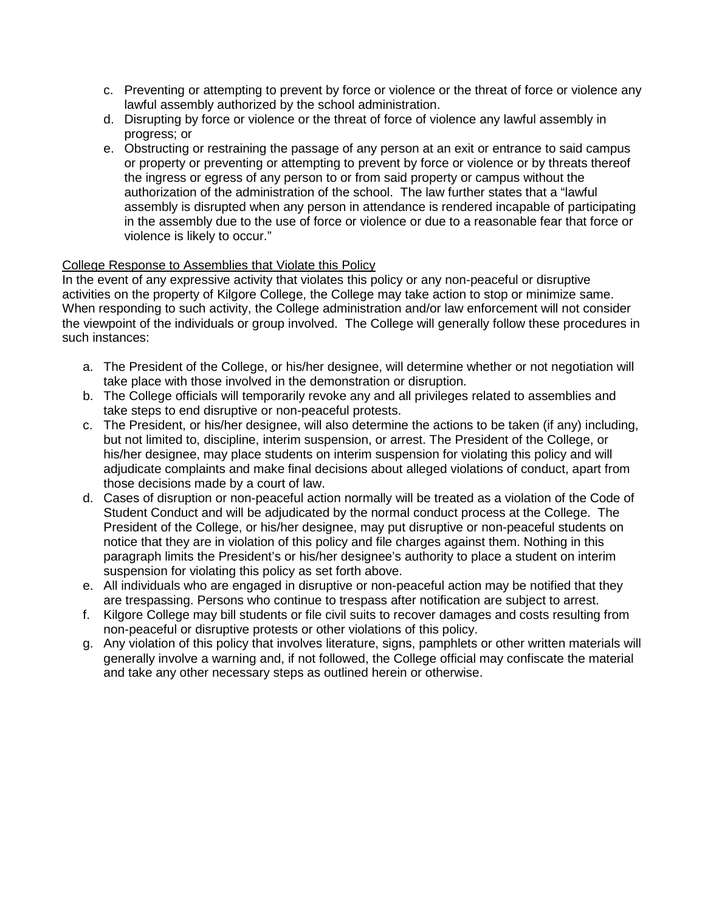c. Preventing or attempting to prevent by force or violence or the threat of force or violence any lawful assembly authorized by the school administration.
d. Disrupting by force or violence or the threat of force of violence any lawful assembly in progress; or
e. Obstructing or restraining the passage of any person at an exit or entrance to said campus or property or preventing or attempting to prevent by force or violence or by threats thereof the ingress or egress of any person to or from said property or campus without the authorization of the administration of the school. The law further states that a "lawful assembly is disrupted when any person in attendance is rendered incapable of participating in the assembly due to the use of force or violence or due to a reasonable fear that force or violence is likely to occur."

College Response to Assemblies that Violate this Policy

In the event of any expressive activity that violates this policy or any non-peaceful or disruptive activities on the property of Kilgore College, the College may take action to stop or minimize same. When responding to such activity, the College administration and/or law enforcement will not consider the viewpoint of the individuals or group involved. The College will generally follow these procedures in such instances:

a. The President of the College, or his/her designee, will determine whether or not negotiation will take place with those involved in the demonstration or disruption.
b. The College officials will temporarily revoke any and all privileges related to assemblies and take steps to end disruptive or non-peaceful protests.
c. The President, or his/her designee, will also determine the actions to be taken (if any) including, but not limited to, discipline, interim suspension, or arrest. The President of the College, or his/her designee, may place students on interim suspension for violating this policy and will adjudicate complaints and make final decisions about alleged violations of conduct, apart from those decisions made by a court of law.
d. Cases of disruption or non-peaceful action normally will be treated as a violation of the Code of Student Conduct and will be adjudicated by the normal conduct process at the College. The President of the College, or his/her designee, may put disruptive or non-peaceful students on notice that they are in violation of this policy and file charges against them. Nothing in this paragraph limits the President's or his/her designee's authority to place a student on interim suspension for violating this policy as set forth above.
e. All individuals who are engaged in disruptive or non-peaceful action may be notified that they are trespassing. Persons who continue to trespass after notification are subject to arrest.
f. Kilgore College may bill students or file civil suits to recover damages and costs resulting from non-peaceful or disruptive protests or other violations of this policy.
g. Any violation of this policy that involves literature, signs, pamphlets or other written materials will generally involve a warning and, if not followed, the College official may confiscate the material and take any other necessary steps as outlined herein or otherwise.